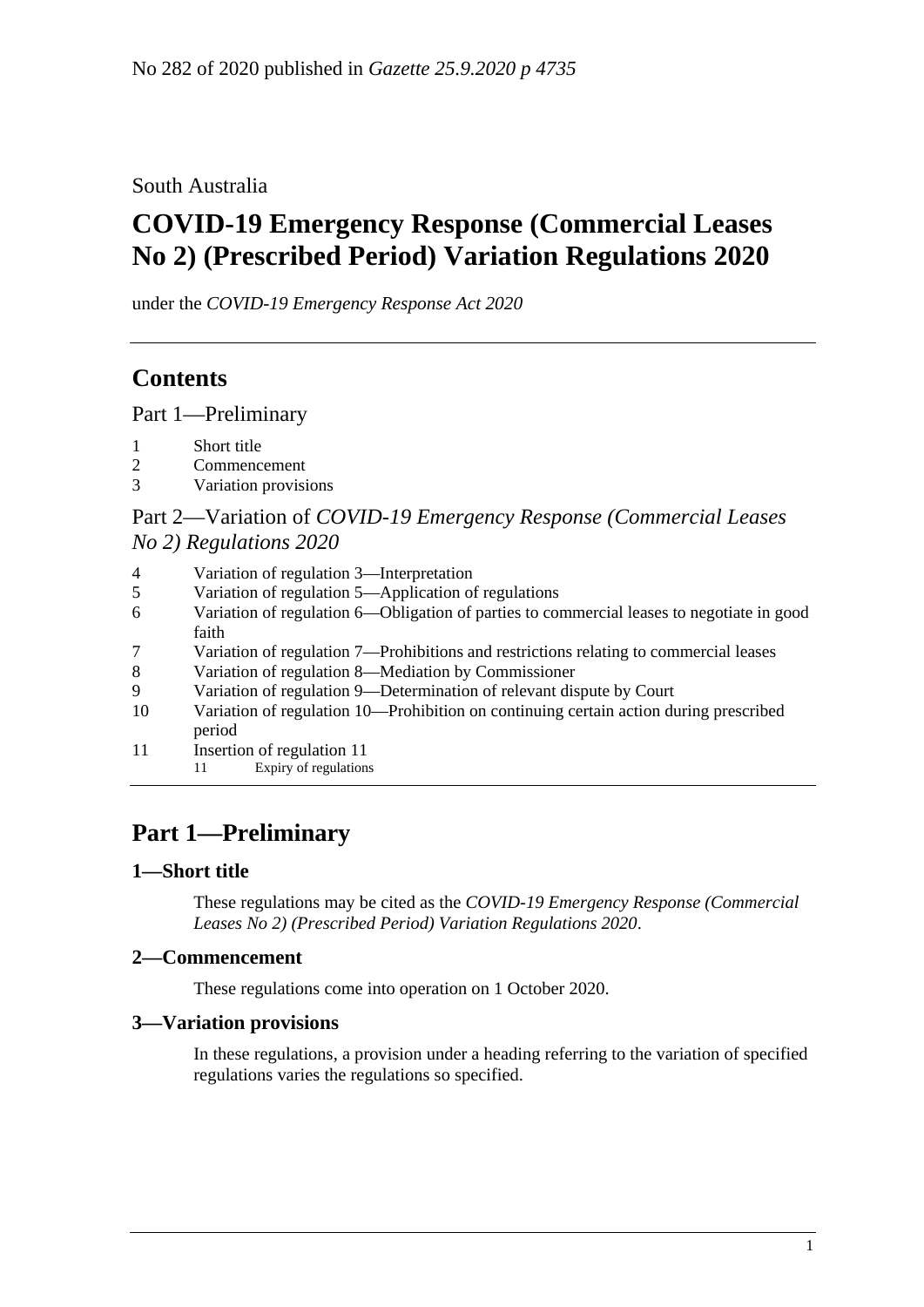No 282 of 2020 published in *Gazette 25.9.2020 p 4735*

South Australia

# COVID-19 Emergency Response (Commercial Leases No 2) (Prescribed Period) Variation Regulations 2020

under the *COVID-19 Emergency Response Act 2020*

## Contents

Part 1—Preliminary

1 Short title
2 Commencement
3 Variation provisions

Part 2—Variation of *COVID-19 Emergency Response (Commercial Leases No 2) Regulations 2020*

4 Variation of regulation 3—Interpretation
5 Variation of regulation 5—Application of regulations
6 Variation of regulation 6—Obligation of parties to commercial leases to negotiate in good faith
7 Variation of regulation 7—Prohibitions and restrictions relating to commercial leases
8 Variation of regulation 8—Mediation by Commissioner
9 Variation of regulation 9—Determination of relevant dispute by Court
10 Variation of regulation 10—Prohibition on continuing certain action during prescribed period
11 Insertion of regulation 11
 11 Expiry of regulations

## Part 1—Preliminary

### 1—Short title

These regulations may be cited as the *COVID-19 Emergency Response (Commercial Leases No 2) (Prescribed Period) Variation Regulations 2020*.

### 2—Commencement

These regulations come into operation on 1 October 2020.

### 3—Variation provisions

In these regulations, a provision under a heading referring to the variation of specified regulations varies the regulations so specified.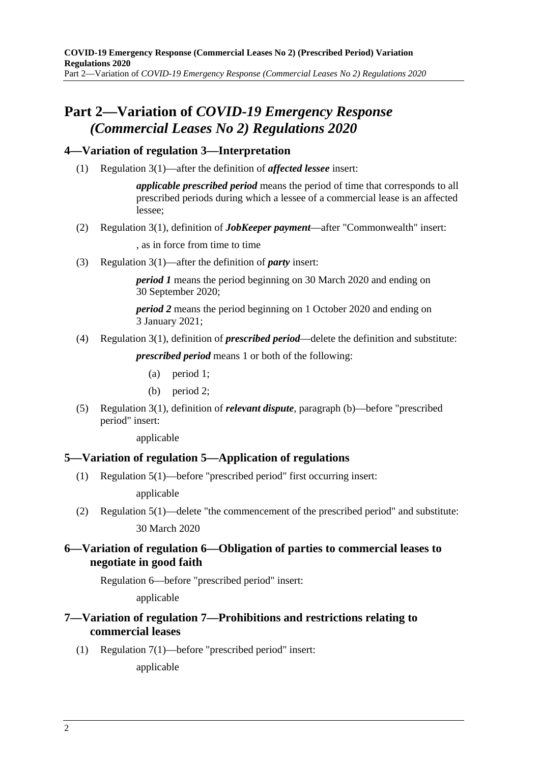# Part 2—Variation of *COVID-19 Emergency Response (Commercial Leases No 2) Regulations 2020*

## 4—Variation of regulation 3—Interpretation

(1) Regulation 3(1)—after the definition of ***affected lessee*** insert:

> ***applicable prescribed period*** means the period of time that corresponds to all prescribed periods during which a lessee of a commercial lease is an affected lessee;

(2) Regulation 3(1), definition of ***JobKeeper payment***—after "Commonwealth" insert:

> , as in force from time to time

(3) Regulation 3(1)—after the definition of ***party*** insert:

> ***period 1*** means the period beginning on 30 March 2020 and ending on 30 September 2020;
>
> ***period 2*** means the period beginning on 1 October 2020 and ending on 3 January 2021;

(4) Regulation 3(1), definition of ***prescribed period***—delete the definition and substitute:

> ***prescribed period*** means 1 or both of the following:
>
> (a) period 1;
>
> (b) period 2;

(5) Regulation 3(1), definition of ***relevant dispute***, paragraph (b)—before "prescribed period" insert:

> applicable

## 5—Variation of regulation 5—Application of regulations

(1) Regulation 5(1)—before "prescribed period" first occurring insert:

> applicable

(2) Regulation 5(1)—delete "the commencement of the prescribed period" and substitute:

> 30 March 2020

## 6—Variation of regulation 6—Obligation of parties to commercial leases to negotiate in good faith

Regulation 6—before "prescribed period" insert:

> applicable

## 7—Variation of regulation 7—Prohibitions and restrictions relating to commercial leases

(1) Regulation 7(1)—before "prescribed period" insert:

> applicable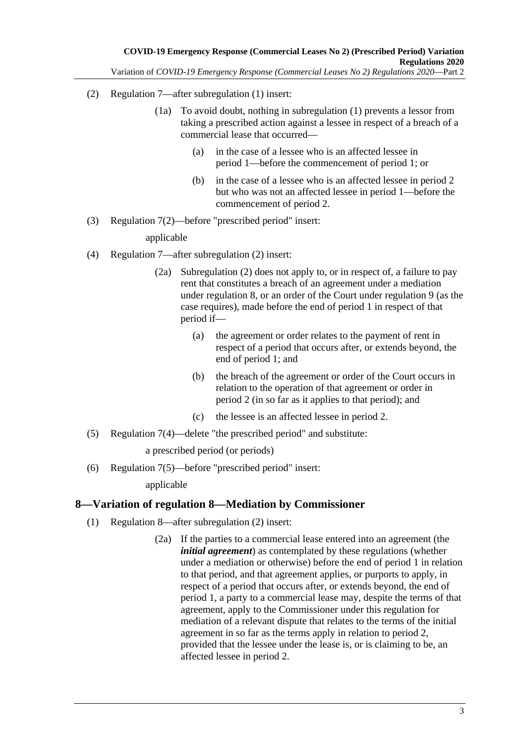(2) Regulation 7—after subregulation (1) insert:

(1a) To avoid doubt, nothing in subregulation (1) prevents a lessor from taking a prescribed action against a lessee in respect of a breach of a commercial lease that occurred—

(a) in the case of a lessee who is an affected lessee in period 1—before the commencement of period 1; or

(b) in the case of a lessee who is an affected lessee in period 2 but who was not an affected lessee in period 1—before the commencement of period 2.

(3) Regulation 7(2)—before "prescribed period" insert:

applicable

(4) Regulation 7—after subregulation (2) insert:

(2a) Subregulation (2) does not apply to, or in respect of, a failure to pay rent that constitutes a breach of an agreement under a mediation under regulation 8, or an order of the Court under regulation 9 (as the case requires), made before the end of period 1 in respect of that period if—

(a) the agreement or order relates to the payment of rent in respect of a period that occurs after, or extends beyond, the end of period 1; and

(b) the breach of the agreement or order of the Court occurs in relation to the operation of that agreement or order in period 2 (in so far as it applies to that period); and

(c) the lessee is an affected lessee in period 2.

(5) Regulation 7(4)—delete "the prescribed period" and substitute:

a prescribed period (or periods)

(6) Regulation 7(5)—before "prescribed period" insert:

applicable

## 8—Variation of regulation 8—Mediation by Commissioner

(1) Regulation 8—after subregulation (2) insert:

(2a) If the parties to a commercial lease entered into an agreement (the ***initial agreement***) as contemplated by these regulations (whether under a mediation or otherwise) before the end of period 1 in relation to that period, and that agreement applies, or purports to apply, in respect of a period that occurs after, or extends beyond, the end of period 1, a party to a commercial lease may, despite the terms of that agreement, apply to the Commissioner under this regulation for mediation of a relevant dispute that relates to the terms of the initial agreement in so far as the terms apply in relation to period 2, provided that the lessee under the lease is, or is claiming to be, an affected lessee in period 2.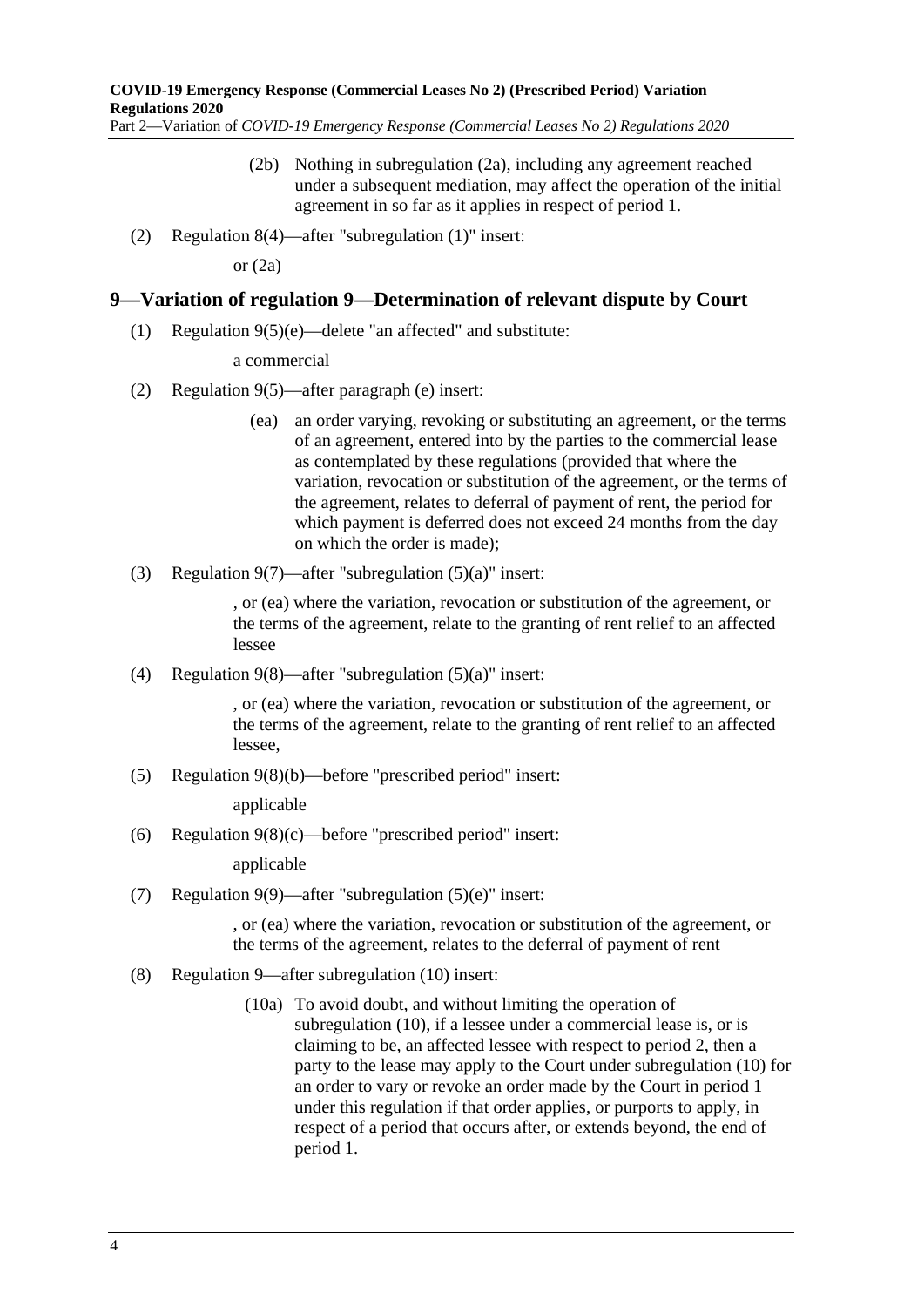(2b) Nothing in subregulation (2a), including any agreement reached under a subsequent mediation, may affect the operation of the initial agreement in so far as it applies in respect of period 1.

(2) Regulation 8(4)—after "subregulation (1)" insert:

or (2a)

## 9—Variation of regulation 9—Determination of relevant dispute by Court

(1) Regulation 9(5)(e)—delete "an affected" and substitute:

a commercial

(2) Regulation 9(5)—after paragraph (e) insert:

(ea) an order varying, revoking or substituting an agreement, or the terms of an agreement, entered into by the parties to the commercial lease as contemplated by these regulations (provided that where the variation, revocation or substitution of the agreement, or the terms of the agreement, relates to deferral of payment of rent, the period for which payment is deferred does not exceed 24 months from the day on which the order is made);

(3) Regulation 9(7)—after "subregulation (5)(a)" insert:

, or (ea) where the variation, revocation or substitution of the agreement, or the terms of the agreement, relate to the granting of rent relief to an affected lessee

(4) Regulation 9(8)—after "subregulation (5)(a)" insert:

, or (ea) where the variation, revocation or substitution of the agreement, or the terms of the agreement, relate to the granting of rent relief to an affected lessee,

(5) Regulation 9(8)(b)—before "prescribed period" insert:

applicable

(6) Regulation 9(8)(c)—before "prescribed period" insert:

applicable

(7) Regulation 9(9)—after "subregulation (5)(e)" insert:

, or (ea) where the variation, revocation or substitution of the agreement, or the terms of the agreement, relates to the deferral of payment of rent

(8) Regulation 9—after subregulation (10) insert:

(10a) To avoid doubt, and without limiting the operation of subregulation (10), if a lessee under a commercial lease is, or is claiming to be, an affected lessee with respect to period 2, then a party to the lease may apply to the Court under subregulation (10) for an order to vary or revoke an order made by the Court in period 1 under this regulation if that order applies, or purports to apply, in respect of a period that occurs after, or extends beyond, the end of period 1.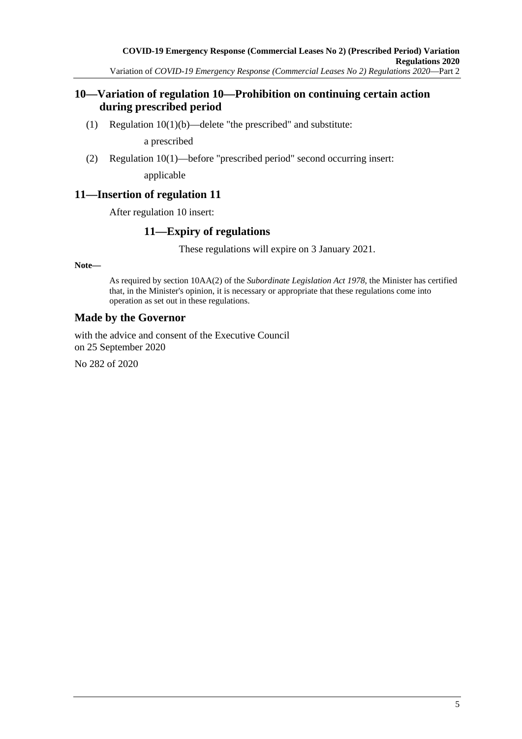## 10—Variation of regulation 10—Prohibition on continuing certain action during prescribed period

(1) Regulation 10(1)(b)—delete "the prescribed" and substitute:

a prescribed

(2) Regulation 10(1)—before "prescribed period" second occurring insert:

applicable

## 11—Insertion of regulation 11

After regulation 10 insert:

### 11—Expiry of regulations

These regulations will expire on 3 January 2021.

**Note—**

As required by section 10AA(2) of the *Subordinate Legislation Act 1978*, the Minister has certified that, in the Minister's opinion, it is necessary or appropriate that these regulations come into operation as set out in these regulations.

## Made by the Governor

with the advice and consent of the Executive Council
on 25 September 2020

No 282 of 2020